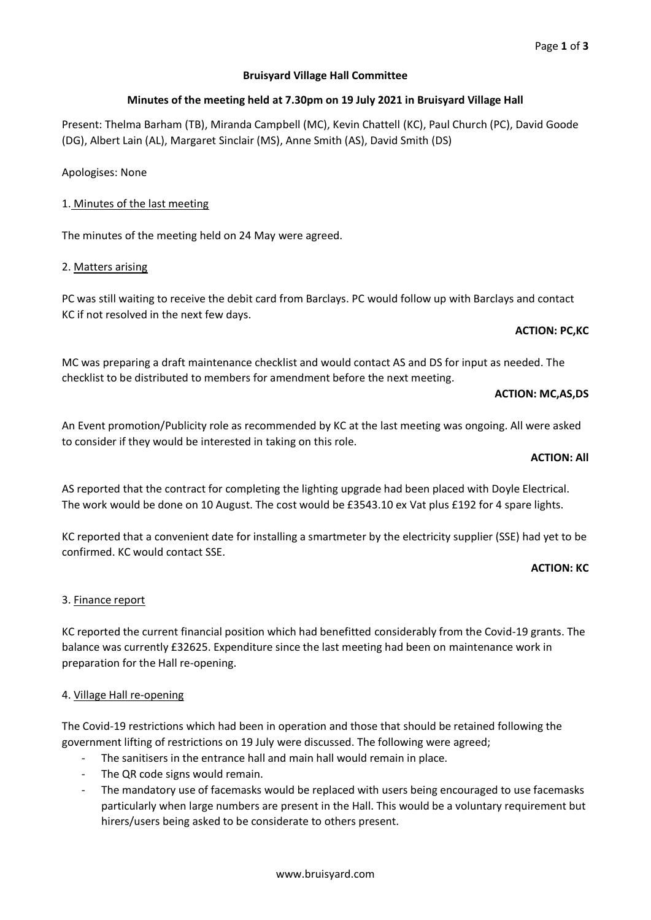**Bruisyard Village Hall Committee**

**Minutes of the meeting held at 7.30pm on 19 July 2021 in Bruisyard Village Hall**

Present: Thelma Barham (TB), Miranda Campbell (MC), Kevin Chattell (KC), Paul Church (PC), David Goode (DG), Albert Lain (AL), Margaret Sinclair (MS), Anne Smith (AS), David Smith (DS)

Apologises: None

1. Minutes of the last meeting

The minutes of the meeting held on 24 May were agreed.

2. Matters arising

PC was still waiting to receive the debit card from Barclays. PC would follow up with Barclays and contact KC if not resolved in the next few days.

**ACTION: PC,KC**

MC was preparing a draft maintenance checklist and would contact AS and DS for input as needed. The checklist to be distributed to members for amendment before the next meeting.

**ACTION: MC,AS,DS**

An Event promotion/Publicity role as recommended by KC at the last meeting was ongoing. All were asked to consider if they would be interested in taking on this role.

**ACTION: All**

AS reported that the contract for completing the lighting upgrade had been placed with Doyle Electrical. The work would be done on 10 August. The cost would be £3543.10 ex Vat plus £192 for 4 spare lights.

KC reported that a convenient date for installing a smartmeter by the electricity supplier (SSE) had yet to be confirmed. KC would contact SSE.

**ACTION: KC**

3. Finance report

KC reported the current financial position which had benefitted considerably from the Covid-19 grants. The balance was currently £32625. Expenditure since the last meeting had been on maintenance work in preparation for the Hall re-opening.

4. Village Hall re-opening

The Covid-19 restrictions which had been in operation and those that should be retained following the government lifting of restrictions on 19 July were discussed. The following were agreed;

- The sanitisers in the entrance hall and main hall would remain in place.
- The QR code signs would remain.
- The mandatory use of facemasks would be replaced with users being encouraged to use facemasks particularly when large numbers are present in the Hall. This would be a voluntary requirement but hirers/users being asked to be considerate to others present.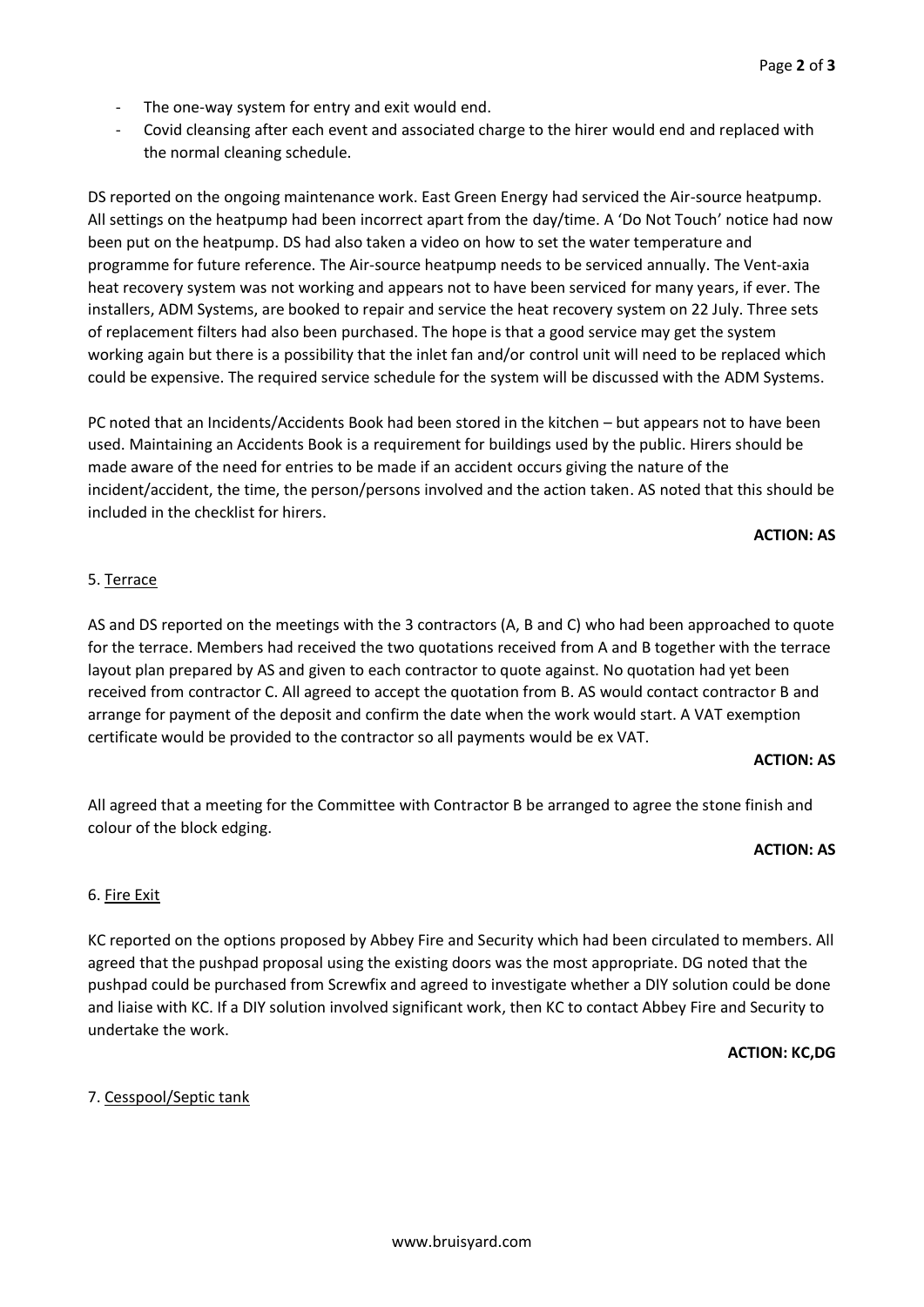- The one-way system for entry and exit would end.
- Covid cleansing after each event and associated charge to the hirer would end and replaced with the normal cleaning schedule.

DS reported on the ongoing maintenance work. East Green Energy had serviced the Air-source heatpump. All settings on the heatpump had been incorrect apart from the day/time. A 'Do Not Touch' notice had now been put on the heatpump. DS had also taken a video on how to set the water temperature and programme for future reference. The Air-source heatpump needs to be serviced annually. The Vent-axia heat recovery system was not working and appears not to have been serviced for many years, if ever. The installers, ADM Systems, are booked to repair and service the heat recovery system on 22 July. Three sets of replacement filters had also been purchased. The hope is that a good service may get the system working again but there is a possibility that the inlet fan and/or control unit will need to be replaced which could be expensive. The required service schedule for the system will be discussed with the ADM Systems.

PC noted that an Incidents/Accidents Book had been stored in the kitchen – but appears not to have been used. Maintaining an Accidents Book is a requirement for buildings used by the public. Hirers should be made aware of the need for entries to be made if an accident occurs giving the nature of the incident/accident, the time, the person/persons involved and the action taken. AS noted that this should be included in the checklist for hirers.

**ACTION: AS**

5. Terrace

AS and DS reported on the meetings with the 3 contractors (A, B and C) who had been approached to quote for the terrace. Members had received the two quotations received from A and B together with the terrace layout plan prepared by AS and given to each contractor to quote against. No quotation had yet been received from contractor C. All agreed to accept the quotation from B. AS would contact contractor B and arrange for payment of the deposit and confirm the date when the work would start. A VAT exemption certificate would be provided to the contractor so all payments would be ex VAT.

**ACTION: AS**

All agreed that a meeting for the Committee with Contractor B be arranged to agree the stone finish and colour of the block edging.

**ACTION: AS**

6. Fire Exit

KC reported on the options proposed by Abbey Fire and Security which had been circulated to members. All agreed that the pushpad proposal using the existing doors was the most appropriate. DG noted that the pushpad could be purchased from Screwfix and agreed to investigate whether a DIY solution could be done and liaise with KC. If a DIY solution involved significant work, then KC to contact Abbey Fire and Security to undertake the work.

**ACTION: KC,DG**

7. Cesspool/Septic tank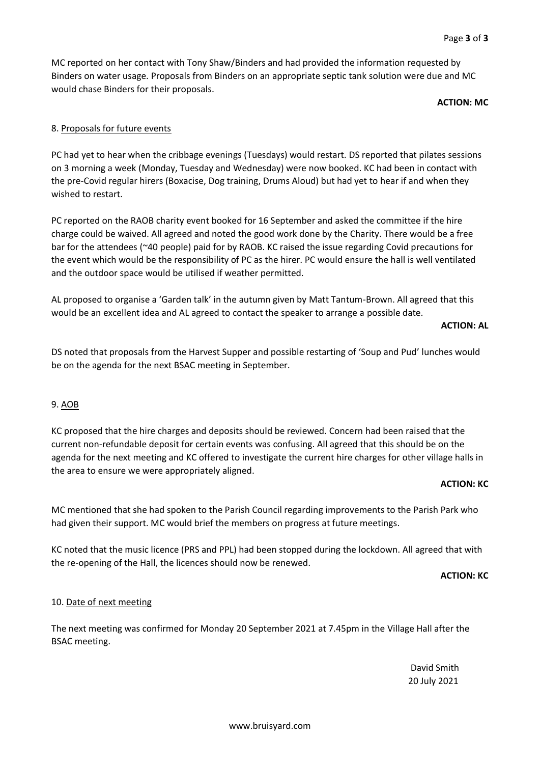MC reported on her contact with Tony Shaw/Binders and had provided the information requested by Binders on water usage. Proposals from Binders on an appropriate septic tank solution were due and MC would chase Binders for their proposals.

**ACTION: MC**

8. Proposals for future events

PC had yet to hear when the cribbage evenings (Tuesdays) would restart. DS reported that pilates sessions on 3 morning a week (Monday, Tuesday and Wednesday) were now booked. KC had been in contact with the pre-Covid regular hirers (Boxacise, Dog training, Drums Aloud) but had yet to hear if and when they wished to restart.

PC reported on the RAOB charity event booked for 16 September and asked the committee if the hire charge could be waived. All agreed and noted the good work done by the Charity. There would be a free bar for the attendees (~40 people) paid for by RAOB. KC raised the issue regarding Covid precautions for the event which would be the responsibility of PC as the hirer. PC would ensure the hall is well ventilated and the outdoor space would be utilised if weather permitted.

AL proposed to organise a 'Garden talk' in the autumn given by Matt Tantum-Brown. All agreed that this would be an excellent idea and AL agreed to contact the speaker to arrange a possible date.

**ACTION: AL**

DS noted that proposals from the Harvest Supper and possible restarting of 'Soup and Pud' lunches would be on the agenda for the next BSAC meeting in September.

9. AOB

KC proposed that the hire charges and deposits should be reviewed. Concern had been raised that the current non-refundable deposit for certain events was confusing. All agreed that this should be on the agenda for the next meeting and KC offered to investigate the current hire charges for other village halls in the area to ensure we were appropriately aligned.

**ACTION: KC**

MC mentioned that she had spoken to the Parish Council regarding improvements to the Parish Park who had given their support. MC would brief the members on progress at future meetings.

KC noted that the music licence (PRS and PPL) had been stopped during the lockdown. All agreed that with the re-opening of the Hall, the licences should now be renewed.

**ACTION: KC**

10. Date of next meeting

The next meeting was confirmed for Monday 20 September 2021 at 7.45pm in the Village Hall after the BSAC meeting.

David Smith
20 July 2021

www.bruisyard.com